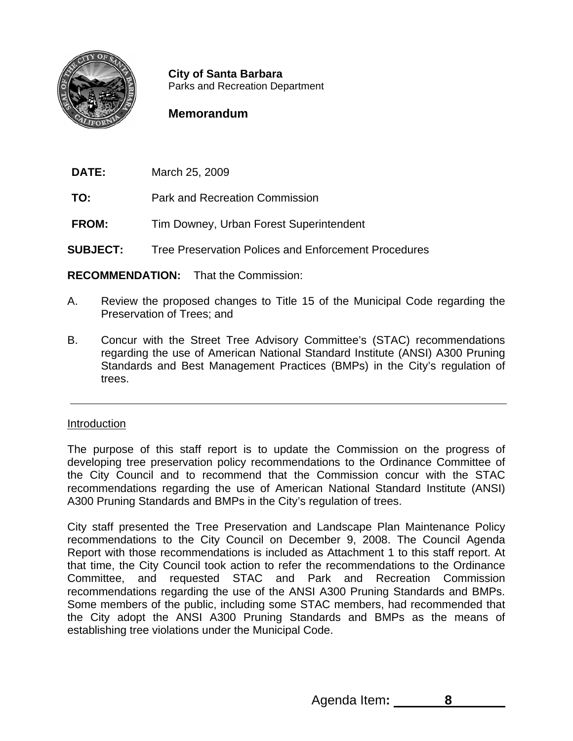**City of Santa Barbara**
Parks and Recreation Department

**Memorandum**

**DATE:** March 25, 2009

**TO:** Park and Recreation Commission

**FROM:** Tim Downey, Urban Forest Superintendent

**SUBJECT:** Tree Preservation Polices and Enforcement Procedures

**RECOMMENDATION:** That the Commission:

A. Review the proposed changes to Title 15 of the Municipal Code regarding the Preservation of Trees; and

B. Concur with the Street Tree Advisory Committee's (STAC) recommendations regarding the use of American National Standard Institute (ANSI) A300 Pruning Standards and Best Management Practices (BMPs) in the City's regulation of trees.

---

Introduction

The purpose of this staff report is to update the Commission on the progress of developing tree preservation policy recommendations to the Ordinance Committee of the City Council and to recommend that the Commission concur with the STAC recommendations regarding the use of American National Standard Institute (ANSI) A300 Pruning Standards and BMPs in the City's regulation of trees.

City staff presented the Tree Preservation and Landscape Plan Maintenance Policy recommendations to the City Council on December 9, 2008. The Council Agenda Report with those recommendations is included as Attachment 1 to this staff report. At that time, the City Council took action to refer the recommendations to the Ordinance Committee, and requested STAC and Park and Recreation Commission recommendations regarding the use of the ANSI A300 Pruning Standards and BMPs. Some members of the public, including some STAC members, had recommended that the City adopt the ANSI A300 Pruning Standards and BMPs as the means of establishing tree violations under the Municipal Code.

Agenda Item: 8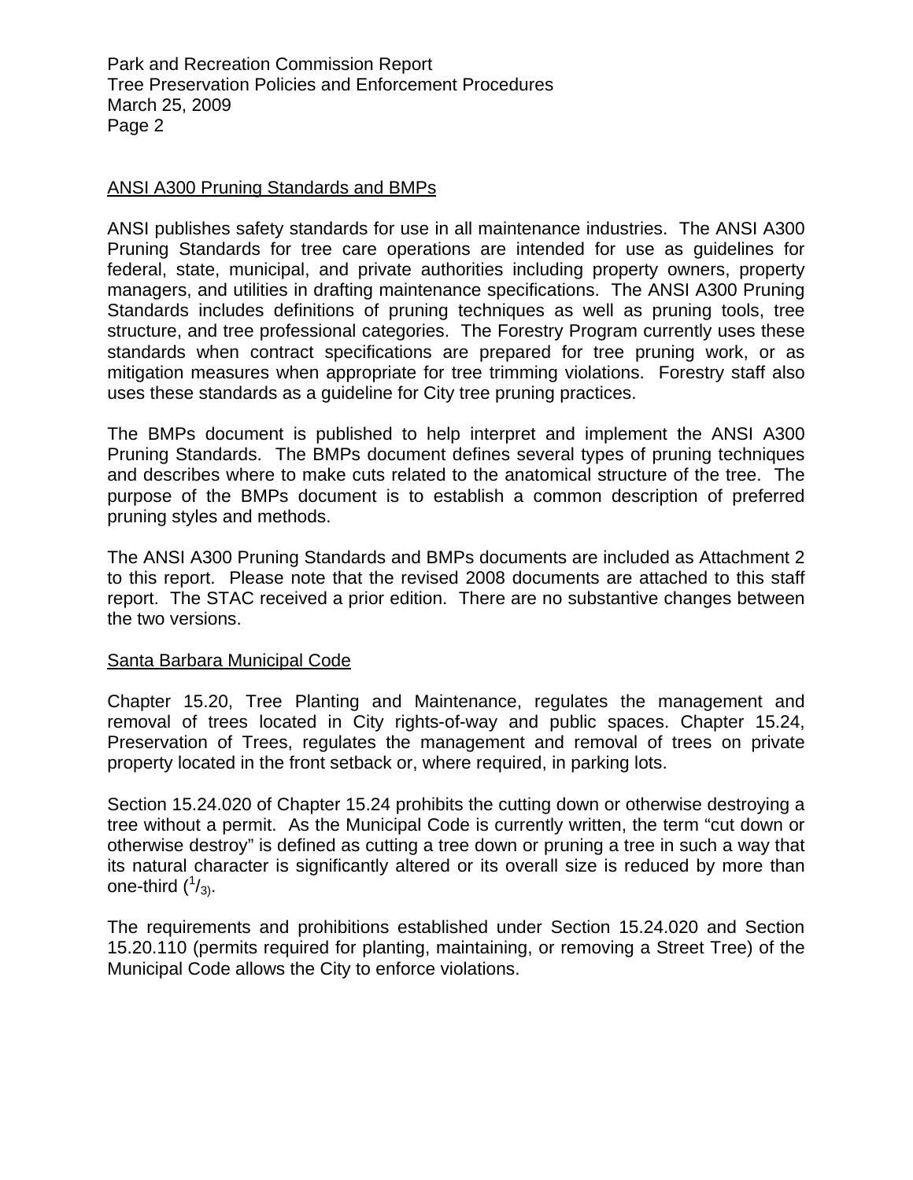## ANSI A300 Pruning Standards and BMPs

ANSI publishes safety standards for use in all maintenance industries. The ANSI A300 Pruning Standards for tree care operations are intended for use as guidelines for federal, state, municipal, and private authorities including property owners, property managers, and utilities in drafting maintenance specifications. The ANSI A300 Pruning Standards includes definitions of pruning techniques as well as pruning tools, tree structure, and tree professional categories. The Forestry Program currently uses these standards when contract specifications are prepared for tree pruning work, or as mitigation measures when appropriate for tree trimming violations. Forestry staff also uses these standards as a guideline for City tree pruning practices.

The BMPs document is published to help interpret and implement the ANSI A300 Pruning Standards. The BMPs document defines several types of pruning techniques and describes where to make cuts related to the anatomical structure of the tree. The purpose of the BMPs document is to establish a common description of preferred pruning styles and methods.

The ANSI A300 Pruning Standards and BMPs documents are included as Attachment 2 to this report. Please note that the revised 2008 documents are attached to this staff report. The STAC received a prior edition. There are no substantive changes between the two versions.

## Santa Barbara Municipal Code

Chapter 15.20, Tree Planting and Maintenance, regulates the management and removal of trees located in City rights-of-way and public spaces. Chapter 15.24, Preservation of Trees, regulates the management and removal of trees on private property located in the front setback or, where required, in parking lots.

Section 15.24.020 of Chapter 15.24 prohibits the cutting down or otherwise destroying a tree without a permit. As the Municipal Code is currently written, the term “cut down or otherwise destroy” is defined as cutting a tree down or pruning a tree in such a way that its natural character is significantly altered or its overall size is reduced by more than one-third ($^1/_3$).

The requirements and prohibitions established under Section 15.24.020 and Section 15.20.110 (permits required for planting, maintaining, or removing a Street Tree) of the Municipal Code allows the City to enforce violations.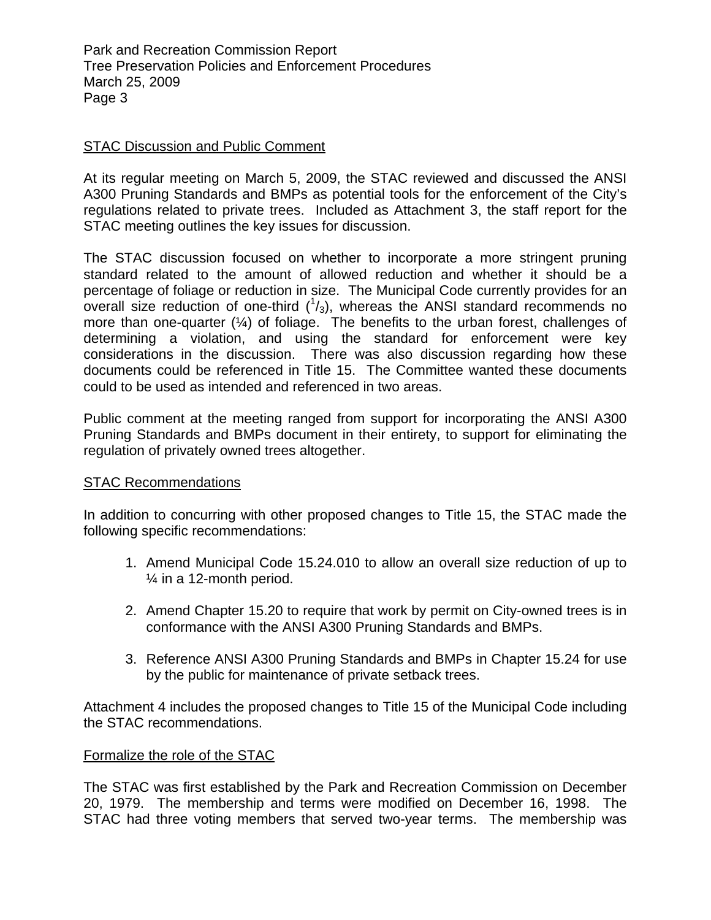STAC Discussion and Public Comment

At its regular meeting on March 5, 2009, the STAC reviewed and discussed the ANSI A300 Pruning Standards and BMPs as potential tools for the enforcement of the City's regulations related to private trees. Included as Attachment 3, the staff report for the STAC meeting outlines the key issues for discussion.

The STAC discussion focused on whether to incorporate a more stringent pruning standard related to the amount of allowed reduction and whether it should be a percentage of foliage or reduction in size. The Municipal Code currently provides for an overall size reduction of one-third ($^1/_3$), whereas the ANSI standard recommends no more than one-quarter (¼) of foliage. The benefits to the urban forest, challenges of determining a violation, and using the standard for enforcement were key considerations in the discussion. There was also discussion regarding how these documents could be referenced in Title 15. The Committee wanted these documents could to be used as intended and referenced in two areas.

Public comment at the meeting ranged from support for incorporating the ANSI A300 Pruning Standards and BMPs document in their entirety, to support for eliminating the regulation of privately owned trees altogether.

STAC Recommendations

In addition to concurring with other proposed changes to Title 15, the STAC made the following specific recommendations:

1. Amend Municipal Code 15.24.010 to allow an overall size reduction of up to ¼ in a 12-month period.

2. Amend Chapter 15.20 to require that work by permit on City-owned trees is in conformance with the ANSI A300 Pruning Standards and BMPs.

3. Reference ANSI A300 Pruning Standards and BMPs in Chapter 15.24 for use by the public for maintenance of private setback trees.

Attachment 4 includes the proposed changes to Title 15 of the Municipal Code including the STAC recommendations.

Formalize the role of the STAC

The STAC was first established by the Park and Recreation Commission on December 20, 1979. The membership and terms were modified on December 16, 1998. The STAC had three voting members that served two-year terms. The membership was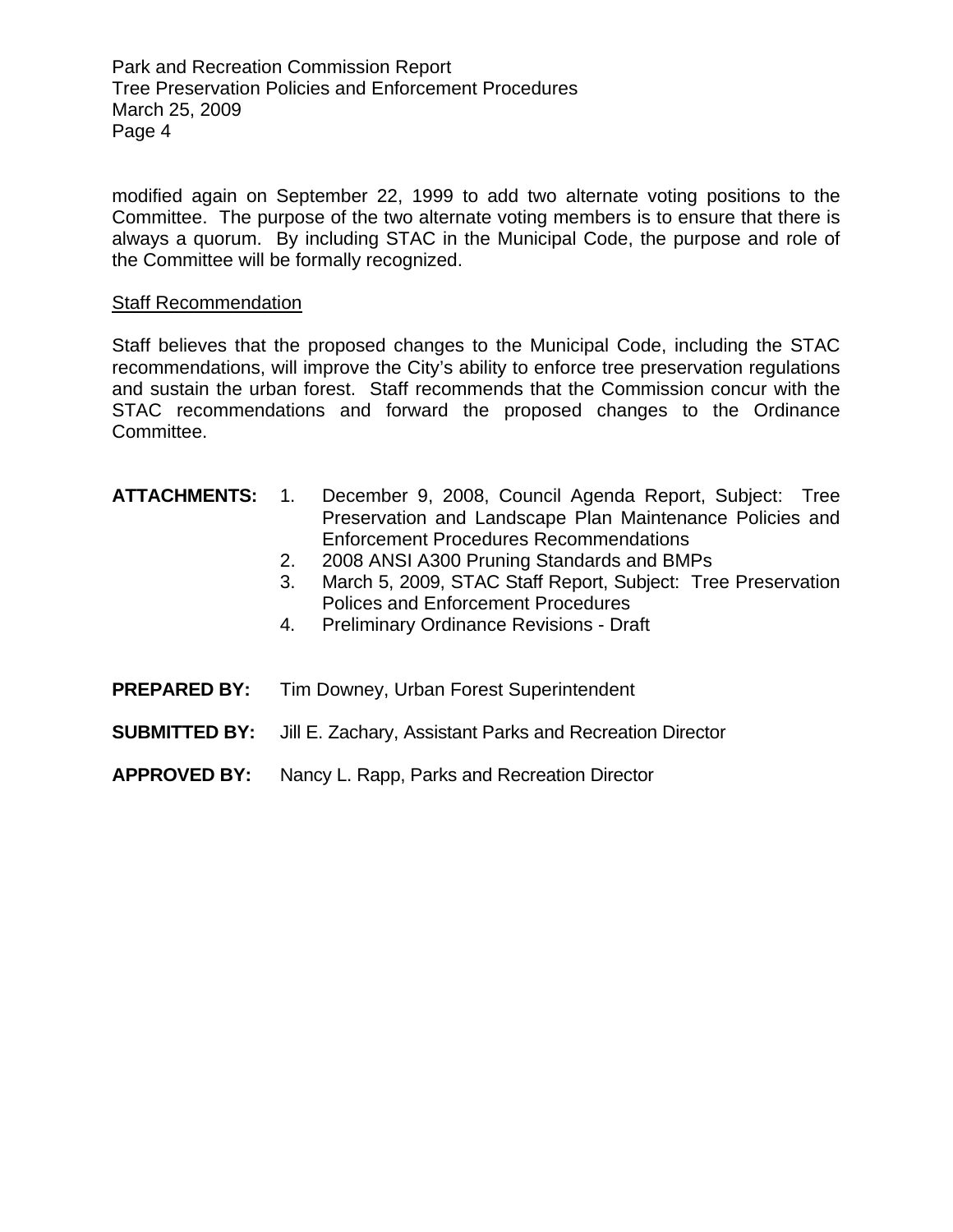modified again on September 22, 1999 to add two alternate voting positions to the Committee. The purpose of the two alternate voting members is to ensure that there is always a quorum. By including STAC in the Municipal Code, the purpose and role of the Committee will be formally recognized.

Staff Recommendation

Staff believes that the proposed changes to the Municipal Code, including the STAC recommendations, will improve the City's ability to enforce tree preservation regulations and sustain the urban forest. Staff recommends that the Commission concur with the STAC recommendations and forward the proposed changes to the Ordinance Committee.

**ATTACHMENTS:**

1. December 9, 2008, Council Agenda Report, Subject: Tree Preservation and Landscape Plan Maintenance Policies and Enforcement Procedures Recommendations
2. 2008 ANSI A300 Pruning Standards and BMPs
3. March 5, 2009, STAC Staff Report, Subject: Tree Preservation Polices and Enforcement Procedures
4. Preliminary Ordinance Revisions - Draft

**PREPARED BY:** Tim Downey, Urban Forest Superintendent

**SUBMITTED BY:** Jill E. Zachary, Assistant Parks and Recreation Director

**APPROVED BY:** Nancy L. Rapp, Parks and Recreation Director